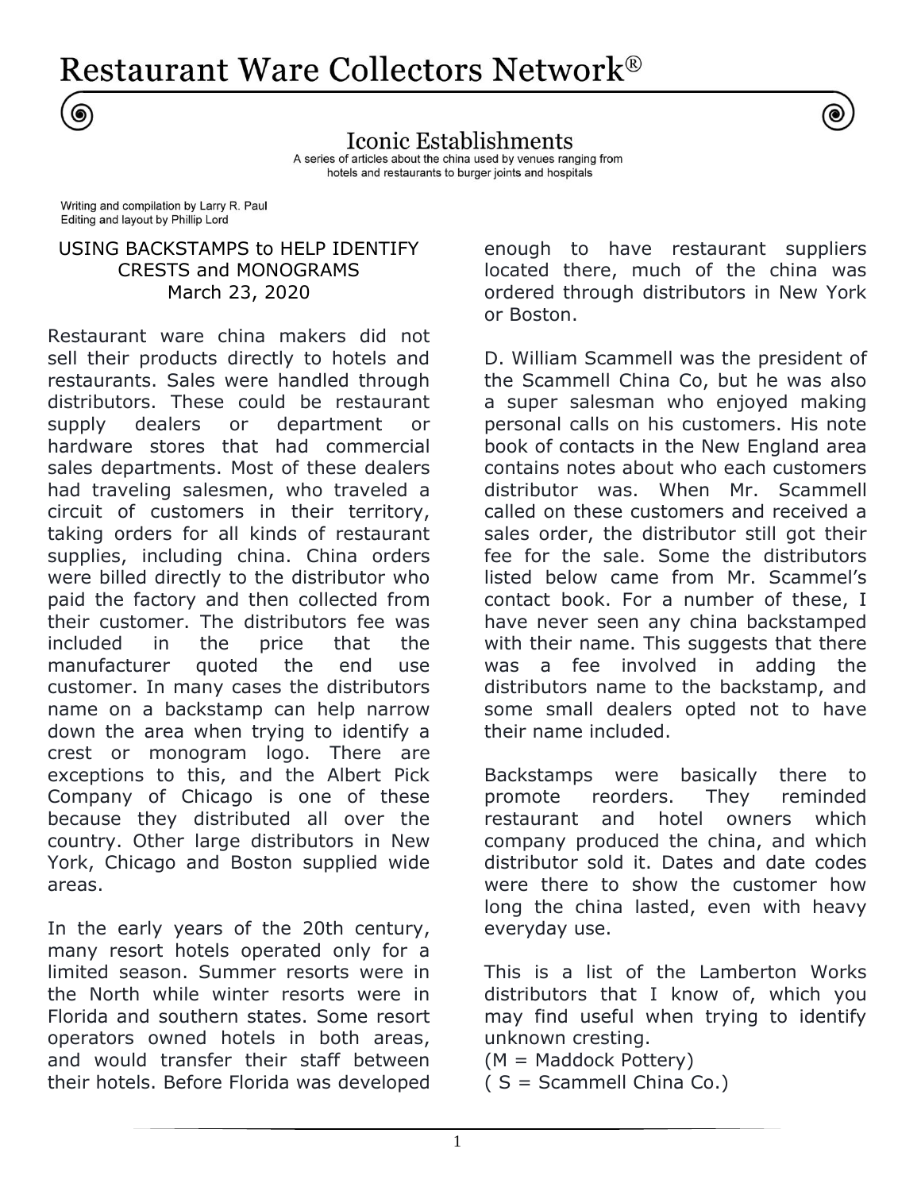# Restaurant Ware Collectors Network®

## Iconic Establishments

A series of articles about the china used by venues ranging from hotels and restaurants to burger joints and hospitals

Writing and compilation by Larry R. Paul
Editing and layout by Phillip Lord

### USING BACKSTAMPS to HELP IDENTIFY CRESTS and MONOGRAMS
March 23, 2020

Restaurant ware china makers did not sell their products directly to hotels and restaurants. Sales were handled through distributors. These could be restaurant supply dealers or department or hardware stores that had commercial sales departments. Most of these dealers had traveling salesmen, who traveled a circuit of customers in their territory, taking orders for all kinds of restaurant supplies, including china. China orders were billed directly to the distributor who paid the factory and then collected from their customer. The distributors fee was included in the price that the manufacturer quoted the end use customer. In many cases the distributors name on a backstamp can help narrow down the area when trying to identify a crest or monogram logo. There are exceptions to this, and the Albert Pick Company of Chicago is one of these because they distributed all over the country. Other large distributors in New York, Chicago and Boston supplied wide areas.

In the early years of the 20th century, many resort hotels operated only for a limited season. Summer resorts were in the North while winter resorts were in Florida and southern states. Some resort operators owned hotels in both areas, and would transfer their staff between their hotels. Before Florida was developed enough to have restaurant suppliers located there, much of the china was ordered through distributors in New York or Boston.

D. William Scammell was the president of the Scammell China Co, but he was also a super salesman who enjoyed making personal calls on his customers. His note book of contacts in the New England area contains notes about who each customers distributor was. When Mr. Scammell called on these customers and received a sales order, the distributor still got their fee for the sale. Some the distributors listed below came from Mr. Scammel's contact book. For a number of these, I have never seen any china backstamped with their name. This suggests that there was a fee involved in adding the distributors name to the backstamp, and some small dealers opted not to have their name included.

Backstamps were basically there to promote reorders. They reminded restaurant and hotel owners which company produced the china, and which distributor sold it. Dates and date codes were there to show the customer how long the china lasted, even with heavy everyday use.

This is a list of the Lamberton Works distributors that I know of, which you may find useful when trying to identify unknown cresting.
(M = Maddock Pottery)
( S = Scammell China Co.)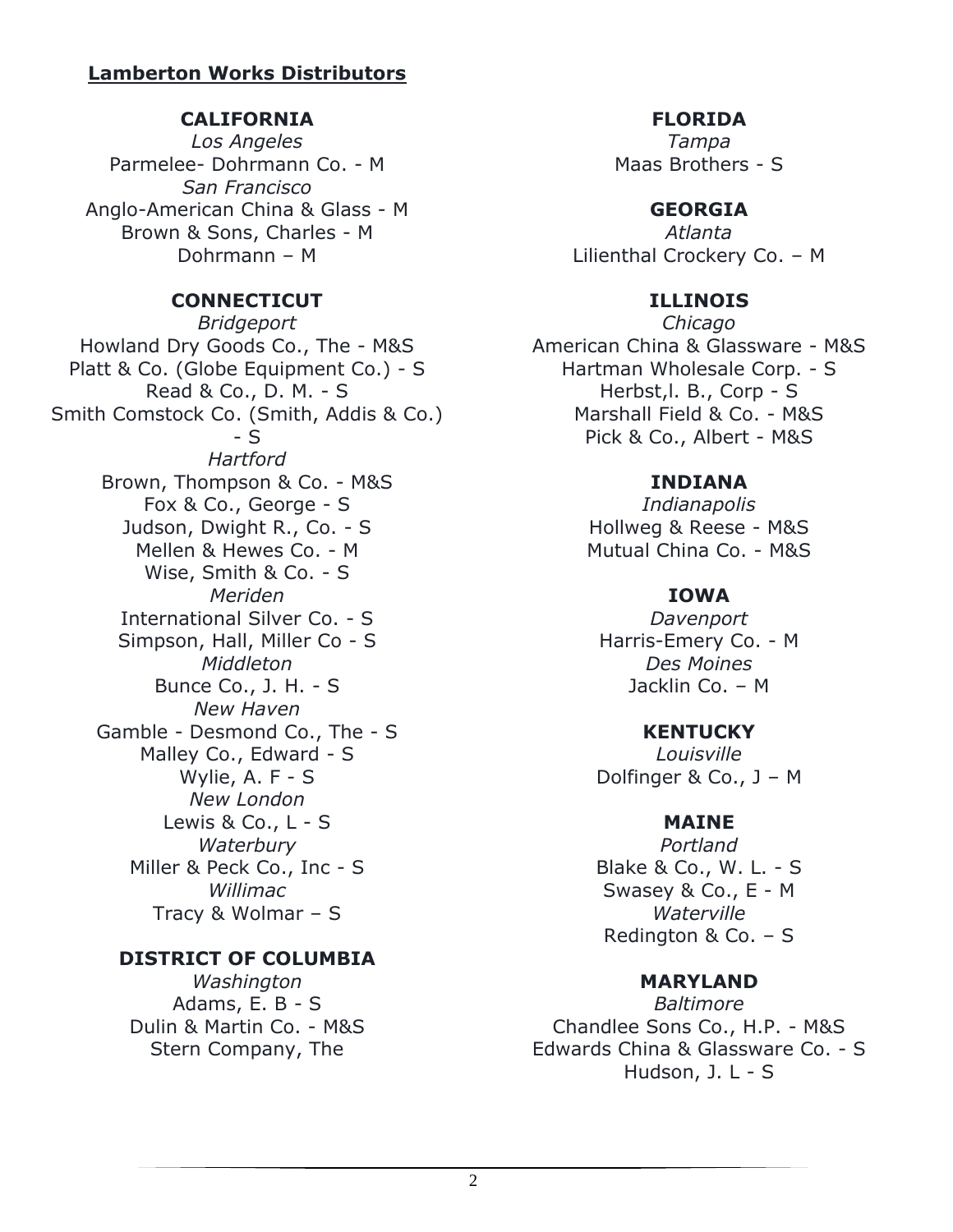**Lamberton Works Distributors**

**CALIFORNIA**

*Los Angeles*

Parmelee- Dohrmann Co. - M

*San Francisco*

Anglo-American China & Glass - M

Brown & Sons, Charles - M

Dohrmann – M

**CONNECTICUT**

*Bridgeport*

Howland Dry Goods Co., The - M&S

Platt & Co. (Globe Equipment Co.) - S

Read & Co., D. M. - S

Smith Comstock Co. (Smith, Addis & Co.) - S

*Hartford*

Brown, Thompson & Co. - M&S

Fox & Co., George - S

Judson, Dwight R., Co. - S

Mellen & Hewes Co. - M

Wise, Smith & Co. - S

*Meriden*

International Silver Co. - S

Simpson, Hall, Miller Co - S

*Middleton*

Bunce Co., J. H. - S

*New Haven*

Gamble - Desmond Co., The - S

Malley Co., Edward - S

Wylie, A. F - S

*New London*

Lewis & Co., L - S

*Waterbury*

Miller & Peck Co., Inc - S

*Willimac*

Tracy & Wolmar – S

**DISTRICT OF COLUMBIA**

*Washington*

Adams, E. B - S

Dulin & Martin Co. - M&S

Stern Company, The

**FLORIDA**

*Tampa*

Maas Brothers - S

**GEORGIA**

*Atlanta*

Lilienthal Crockery Co. – M

**ILLINOIS**

*Chicago*

American China & Glassware - M&S

Hartman Wholesale Corp. - S

Herbst,l. B., Corp - S

Marshall Field & Co. - M&S

Pick & Co., Albert - M&S

**INDIANA**

*Indianapolis*

Hollweg & Reese - M&S

Mutual China Co. - M&S

**IOWA**

*Davenport*

Harris-Emery Co. - M

*Des Moines*

Jacklin Co. – M

**KENTUCKY**

*Louisville*

Dolfinger & Co., J – M

**MAINE**

*Portland*

Blake & Co., W. L. - S

Swasey & Co., E - M

*Waterville*

Redington & Co. – S

**MARYLAND**

*Baltimore*

Chandlee Sons Co., H.P. - M&S

Edwards China & Glassware Co. - S

Hudson, J. L - S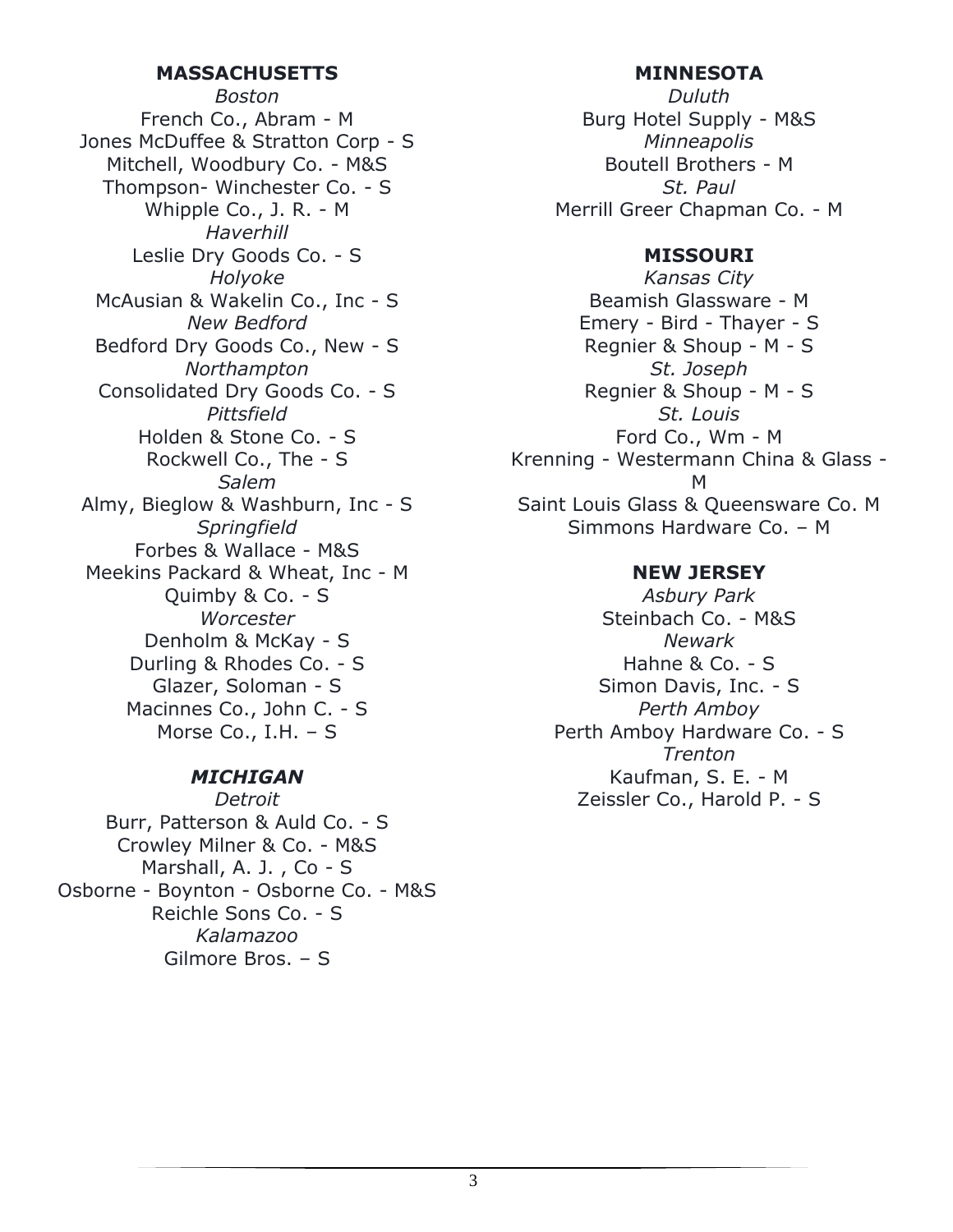**MASSACHUSETTS**

*Boston*

French Co., Abram - M

Jones McDuffee & Stratton Corp - S

Mitchell, Woodbury Co. - M&S

Thompson- Winchester Co. - S

Whipple Co., J. R. - M

*Haverhill*

Leslie Dry Goods Co. - S

*Holyoke*

McAusian & Wakelin Co., Inc - S

*New Bedford*

Bedford Dry Goods Co., New - S

*Northampton*

Consolidated Dry Goods Co. - S

*Pittsfield*

Holden & Stone Co. - S

Rockwell Co., The - S

*Salem*

Almy, Bieglow & Washburn, Inc - S

*Springfield*

Forbes & Wallace - M&S

Meekins Packard & Wheat, Inc - M

Quimby & Co. - S

*Worcester*

Denholm & McKay - S

Durling & Rhodes Co. - S

Glazer, Soloman - S

Macinnes Co., John C. - S

Morse Co., I.H. – S

***MICHIGAN***

*Detroit*

Burr, Patterson & Auld Co. - S

Crowley Milner & Co. - M&S

Marshall, A. J. , Co - S

Osborne - Boynton - Osborne Co. - M&S

Reichle Sons Co. - S

*Kalamazoo*

Gilmore Bros. – S

**MINNESOTA**

*Duluth*

Burg Hotel Supply - M&S

*Minneapolis*

Boutell Brothers - M

*St. Paul*

Merrill Greer Chapman Co. - M

**MISSOURI**

*Kansas City*

Beamish Glassware - M

Emery - Bird - Thayer - S

Regnier & Shoup - M - S

*St. Joseph*

Regnier & Shoup - M - S

*St. Louis*

Ford Co., Wm - M

Krenning - Westermann China & Glass - M

Saint Louis Glass & Queensware Co. M

Simmons Hardware Co. – M

**NEW JERSEY**

*Asbury Park*

Steinbach Co. - M&S

*Newark*

Hahne & Co. - S

Simon Davis, Inc. - S

*Perth Amboy*

Perth Amboy Hardware Co. - S

*Trenton*

Kaufman, S. E. - M

Zeissler Co., Harold P. - S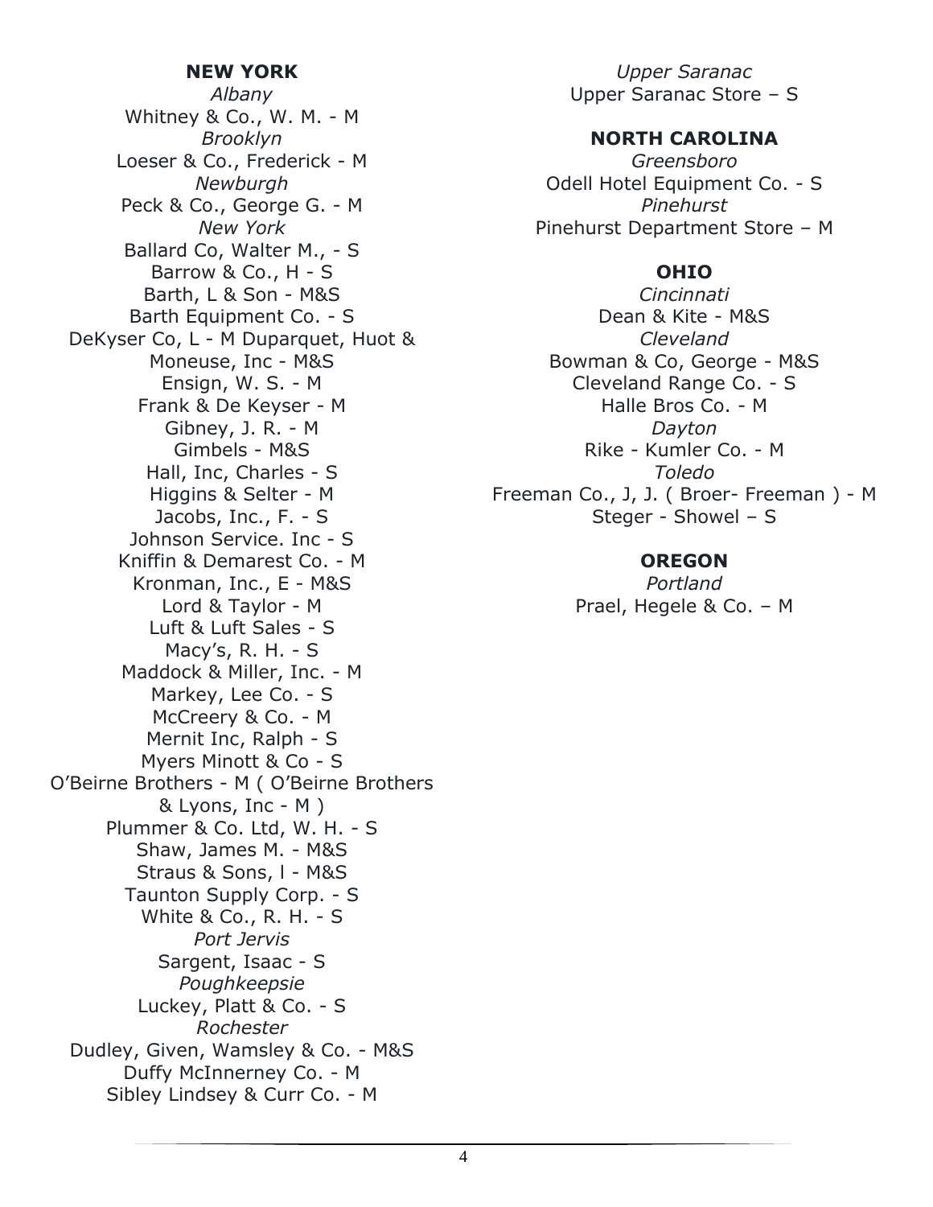## NEW YORK

*Albany*

Whitney & Co., W. M. - M

*Brooklyn*

Loeser & Co., Frederick - M

*Newburgh*

Peck & Co., George G. - M

*New York*

Ballard Co, Walter M., - S
Barrow & Co., H - S
Barth, L & Son - M&S
Barth Equipment Co. - S
DeKyser Co, L - M Duparquet, Huot & Moneuse, Inc - M&S
Ensign, W. S. - M
Frank & De Keyser - M
Gibney, J. R. - M
Gimbels - M&S
Hall, Inc, Charles - S
Higgins & Selter - M
Jacobs, Inc., F. - S
Johnson Service. Inc - S
Kniffin & Demarest Co. - M
Kronman, Inc., E - M&S
Lord & Taylor - M
Luft & Luft Sales - S
Macy's, R. H. - S
Maddock & Miller, Inc. - M
Markey, Lee Co. - S
McCreery & Co. - M
Mernit Inc, Ralph - S
Myers Minott & Co - S
O'Beirne Brothers - M ( O'Beirne Brothers & Lyons, Inc - M )
Plummer & Co. Ltd, W. H. - S
Shaw, James M. - M&S
Straus & Sons, l - M&S
Taunton Supply Corp. - S
White & Co., R. H. - S

*Port Jervis*

Sargent, Isaac - S

*Poughkeepsie*

Luckey, Platt & Co. - S

*Rochester*

Dudley, Given, Wamsley & Co. - M&S
Duffy McInnerney Co. - M
Sibley Lindsey & Curr Co. - M

*Upper Saranac*

Upper Saranac Store – S

## NORTH CAROLINA

*Greensboro*

Odell Hotel Equipment Co. - S

*Pinehurst*

Pinehurst Department Store – M

## OHIO

*Cincinnati*

Dean & Kite - M&S

*Cleveland*

Bowman & Co, George - M&S
Cleveland Range Co. - S
Halle Bros Co. - M

*Dayton*

Rike - Kumler Co. - M

*Toledo*

Freeman Co., J, J. ( Broer- Freeman ) - M
Steger - Showel – S

## OREGON

*Portland*

Prael, Hegele & Co. – M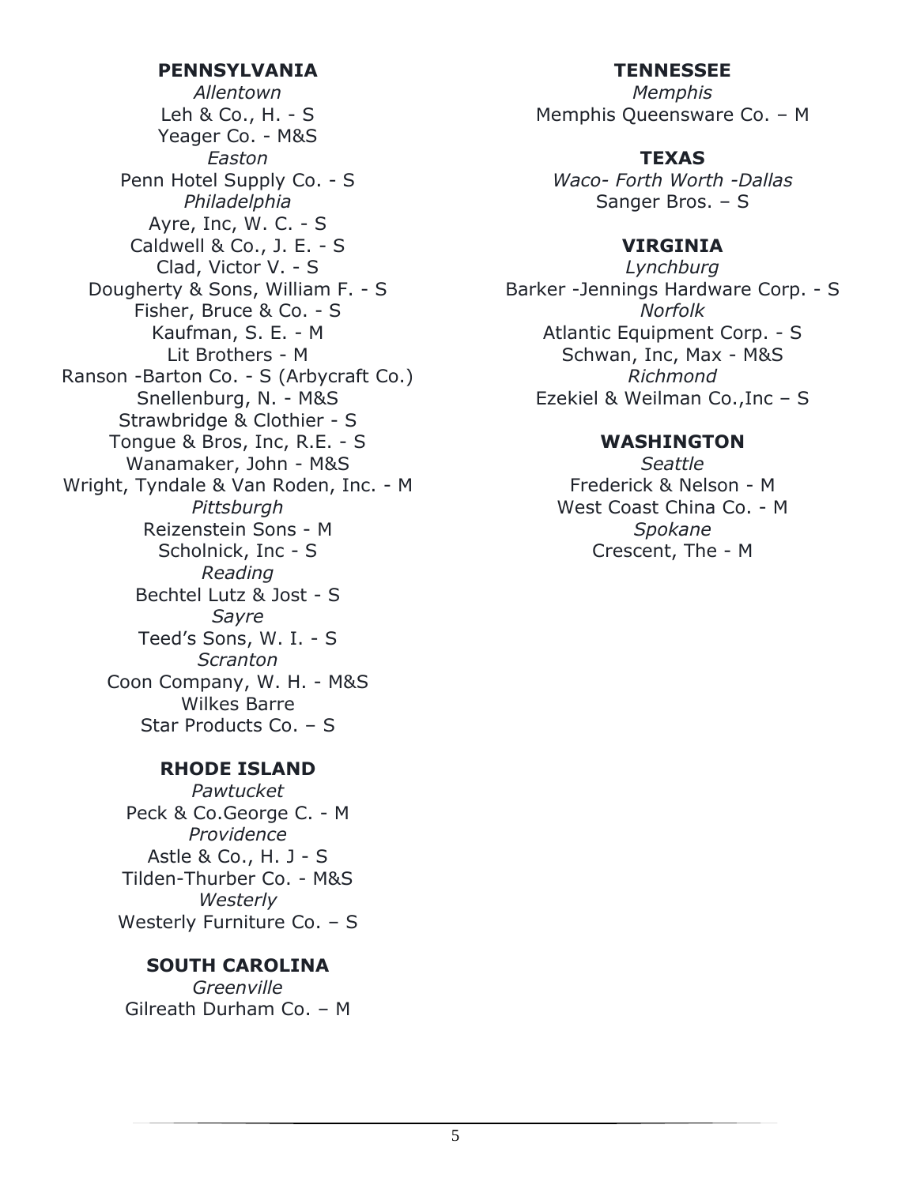**PENNSYLVANIA**

*Allentown*

Leh & Co., H. - S

Yeager Co. - M&S

*Easton*

Penn Hotel Supply Co. - S

*Philadelphia*

Ayre, Inc, W. C. - S

Caldwell & Co., J. E. - S

Clad, Victor V. - S

Dougherty & Sons, William F. - S

Fisher, Bruce & Co. - S

Kaufman, S. E. - M

Lit Brothers - M

Ranson -Barton Co. - S (Arbycraft Co.)

Snellenburg, N. - M&S

Strawbridge & Clothier - S

Tongue & Bros, Inc, R.E. - S

Wanamaker, John - M&S

Wright, Tyndale & Van Roden, Inc. - M

*Pittsburgh*

Reizenstein Sons - M

Scholnick, Inc - S

*Reading*

Bechtel Lutz & Jost - S

*Sayre*

Teed's Sons, W. I. - S

*Scranton*

Coon Company, W. H. - M&S

Wilkes Barre

Star Products Co. – S

**RHODE ISLAND**

*Pawtucket*

Peck & Co.George C. - M

*Providence*

Astle & Co., H. J - S

Tilden-Thurber Co. - M&S

*Westerly*

Westerly Furniture Co. – S

**SOUTH CAROLINA**

*Greenville*

Gilreath Durham Co. – M

**TENNESSEE**

*Memphis*

Memphis Queensware Co. – M

**TEXAS**

*Waco- Forth Worth -Dallas*

Sanger Bros. – S

**VIRGINIA**

*Lynchburg*

Barker -Jennings Hardware Corp. - S

*Norfolk*

Atlantic Equipment Corp. - S

Schwan, Inc, Max - M&S

*Richmond*

Ezekiel & Weilman Co.,Inc – S

**WASHINGTON**

*Seattle*

Frederick & Nelson - M

West Coast China Co. - M

*Spokane*

Crescent, The - M